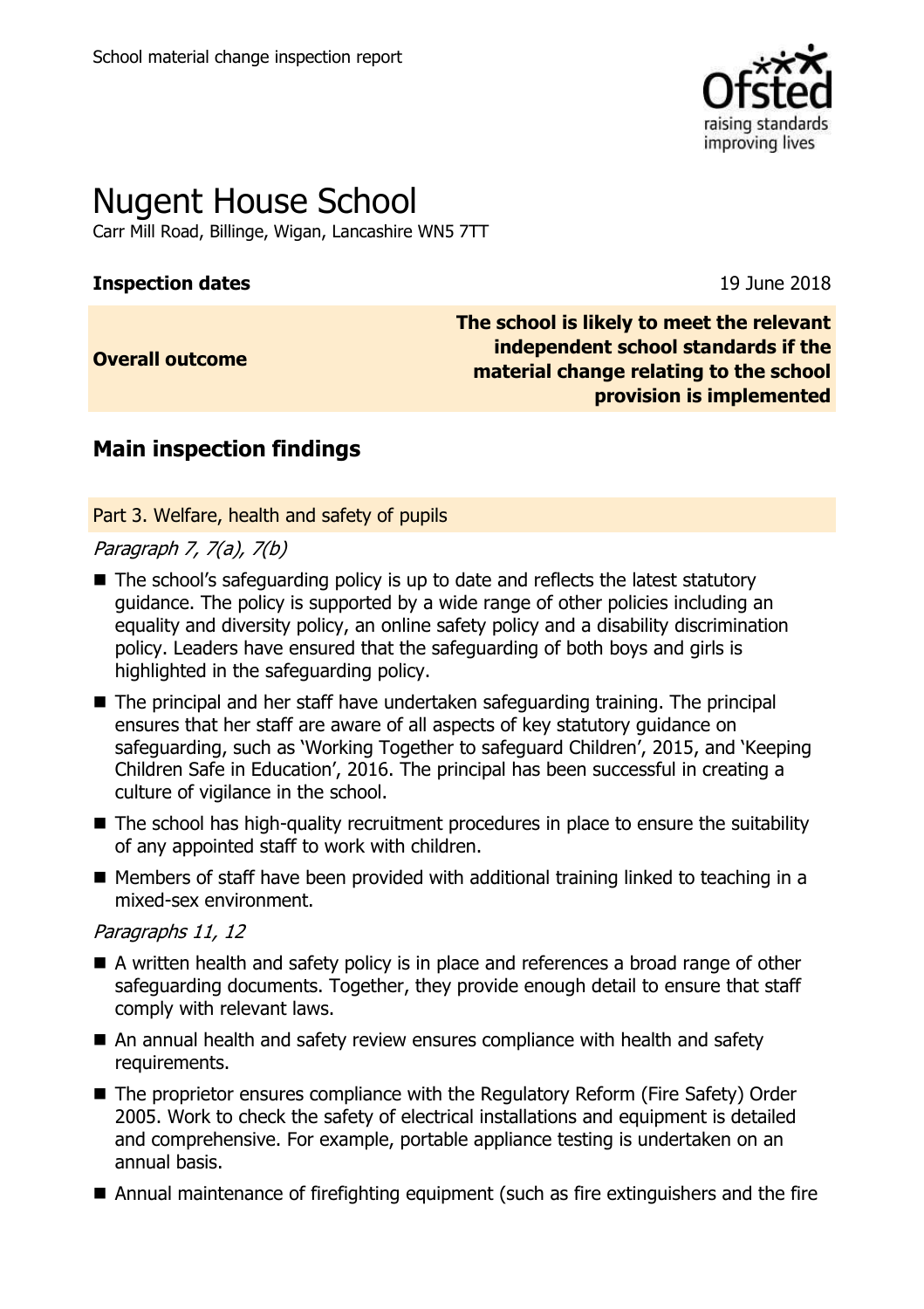School material change inspection report

# Nugent House School

Carr Mill Road, Billinge, Wigan, Lancashire WN5 7TT

**Inspection dates** 19 June 2018

| **Overall outcome** | **The school is likely to meet the relevant independent school standards if the material change relating to the school provision is implemented** |
| --- | --- |

## Main inspection findings

### Part 3. Welfare, health and safety of pupils

*Paragraph 7, 7(a), 7(b)*

- The school's safeguarding policy is up to date and reflects the latest statutory guidance. The policy is supported by a wide range of other policies including an equality and diversity policy, an online safety policy and a disability discrimination policy. Leaders have ensured that the safeguarding of both boys and girls is highlighted in the safeguarding policy.
- The principal and her staff have undertaken safeguarding training. The principal ensures that her staff are aware of all aspects of key statutory guidance on safeguarding, such as 'Working Together to safeguard Children', 2015, and 'Keeping Children Safe in Education', 2016. The principal has been successful in creating a culture of vigilance in the school.
- The school has high-quality recruitment procedures in place to ensure the suitability of any appointed staff to work with children.
- Members of staff have been provided with additional training linked to teaching in a mixed-sex environment.

*Paragraphs 11, 12*

- A written health and safety policy is in place and references a broad range of other safeguarding documents. Together, they provide enough detail to ensure that staff comply with relevant laws.
- An annual health and safety review ensures compliance with health and safety requirements.
- The proprietor ensures compliance with the Regulatory Reform (Fire Safety) Order 2005. Work to check the safety of electrical installations and equipment is detailed and comprehensive. For example, portable appliance testing is undertaken on an annual basis.
- Annual maintenance of firefighting equipment (such as fire extinguishers and the fire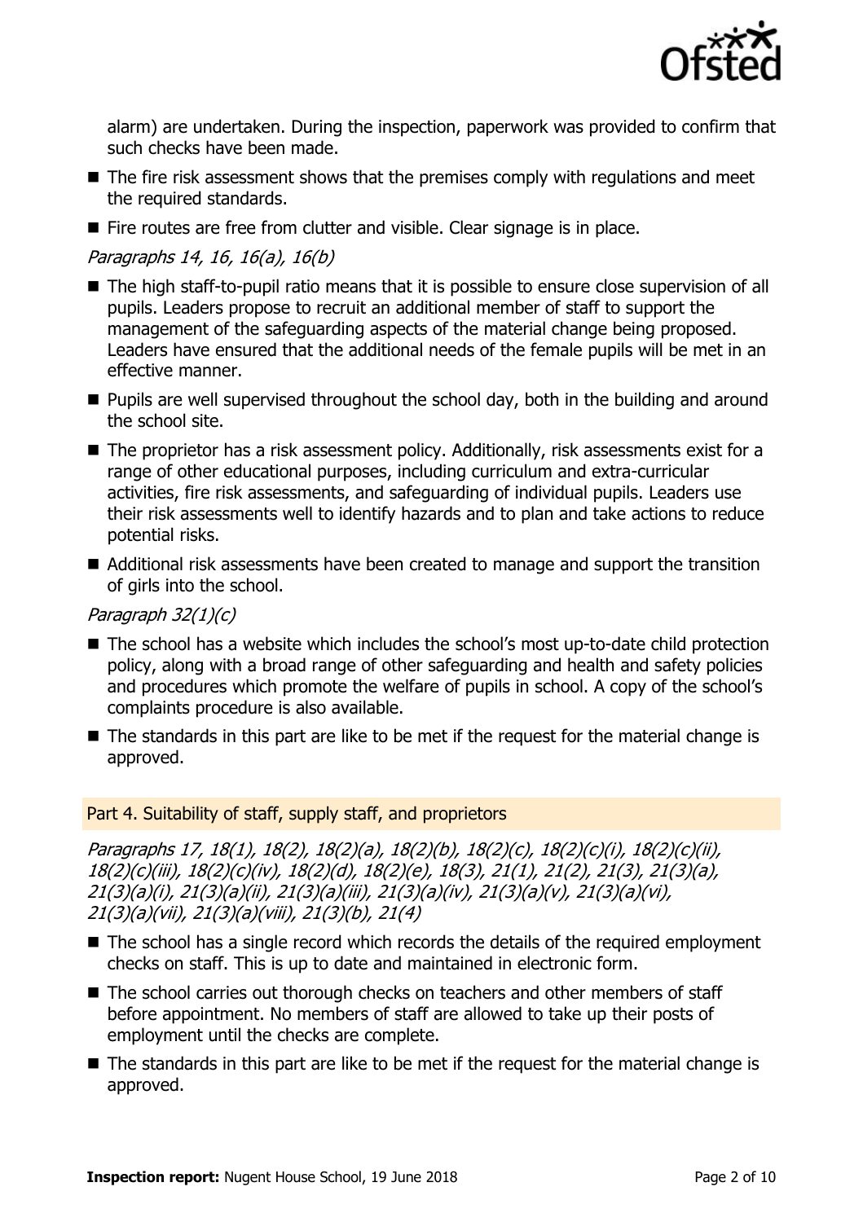alarm) are undertaken. During the inspection, paperwork was provided to confirm that such checks have been made.

- The fire risk assessment shows that the premises comply with regulations and meet the required standards.
- Fire routes are free from clutter and visible. Clear signage is in place.

*Paragraphs 14, 16, 16(a), 16(b)*

- The high staff-to-pupil ratio means that it is possible to ensure close supervision of all pupils. Leaders propose to recruit an additional member of staff to support the management of the safeguarding aspects of the material change being proposed. Leaders have ensured that the additional needs of the female pupils will be met in an effective manner.
- Pupils are well supervised throughout the school day, both in the building and around the school site.
- The proprietor has a risk assessment policy. Additionally, risk assessments exist for a range of other educational purposes, including curriculum and extra-curricular activities, fire risk assessments, and safeguarding of individual pupils. Leaders use their risk assessments well to identify hazards and to plan and take actions to reduce potential risks.
- Additional risk assessments have been created to manage and support the transition of girls into the school.

*Paragraph 32(1)(c)*

- The school has a website which includes the school's most up-to-date child protection policy, along with a broad range of other safeguarding and health and safety policies and procedures which promote the welfare of pupils in school. A copy of the school's complaints procedure is also available.
- The standards in this part are like to be met if the request for the material change is approved.

## Part 4. Suitability of staff, supply staff, and proprietors

*Paragraphs 17, 18(1), 18(2), 18(2)(a), 18(2)(b), 18(2)(c), 18(2)(c)(i), 18(2)(c)(ii), 18(2)(c)(iii), 18(2)(c)(iv), 18(2)(d), 18(2)(e), 18(3), 21(1), 21(2), 21(3), 21(3)(a), 21(3)(a)(i), 21(3)(a)(ii), 21(3)(a)(iii), 21(3)(a)(iv), 21(3)(a)(v), 21(3)(a)(vi), 21(3)(a)(vii), 21(3)(a)(viii), 21(3)(b), 21(4)*

- The school has a single record which records the details of the required employment checks on staff. This is up to date and maintained in electronic form.
- The school carries out thorough checks on teachers and other members of staff before appointment. No members of staff are allowed to take up their posts of employment until the checks are complete.
- The standards in this part are like to be met if the request for the material change is approved.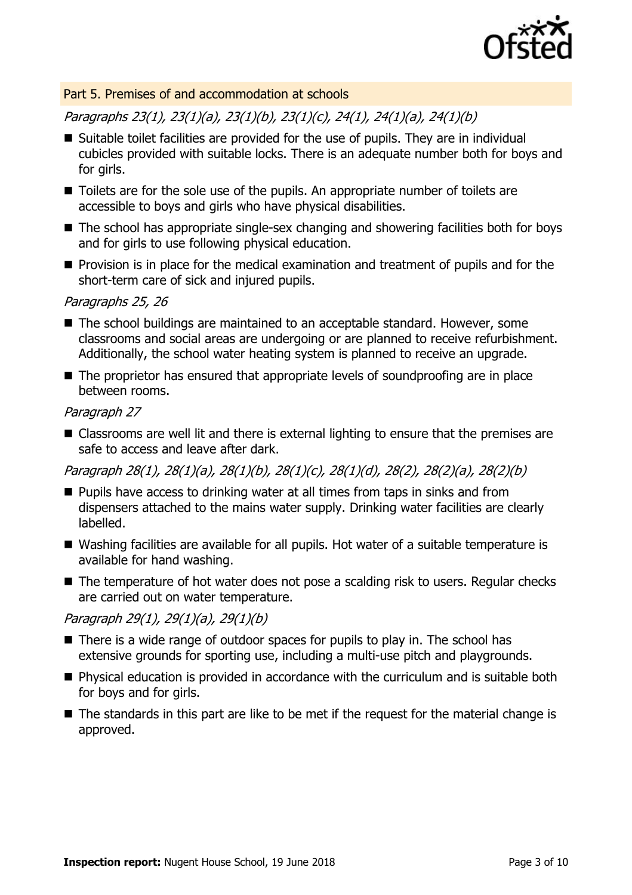## Part 5. Premises of and accommodation at schools

*Paragraphs 23(1), 23(1)(a), 23(1)(b), 23(1)(c), 24(1), 24(1)(a), 24(1)(b)*

- Suitable toilet facilities are provided for the use of pupils. They are in individual cubicles provided with suitable locks. There is an adequate number both for boys and for girls.
- Toilets are for the sole use of the pupils. An appropriate number of toilets are accessible to boys and girls who have physical disabilities.
- The school has appropriate single-sex changing and showering facilities both for boys and for girls to use following physical education.
- Provision is in place for the medical examination and treatment of pupils and for the short-term care of sick and injured pupils.

*Paragraphs 25, 26*

- The school buildings are maintained to an acceptable standard. However, some classrooms and social areas are undergoing or are planned to receive refurbishment. Additionally, the school water heating system is planned to receive an upgrade.
- The proprietor has ensured that appropriate levels of soundproofing are in place between rooms.

*Paragraph 27*

- Classrooms are well lit and there is external lighting to ensure that the premises are safe to access and leave after dark.

*Paragraph 28(1), 28(1)(a), 28(1)(b), 28(1)(c), 28(1)(d), 28(2), 28(2)(a), 28(2)(b)*

- Pupils have access to drinking water at all times from taps in sinks and from dispensers attached to the mains water supply. Drinking water facilities are clearly labelled.
- Washing facilities are available for all pupils. Hot water of a suitable temperature is available for hand washing.
- The temperature of hot water does not pose a scalding risk to users. Regular checks are carried out on water temperature.

*Paragraph 29(1), 29(1)(a), 29(1)(b)*

- There is a wide range of outdoor spaces for pupils to play in. The school has extensive grounds for sporting use, including a multi-use pitch and playgrounds.
- Physical education is provided in accordance with the curriculum and is suitable both for boys and for girls.
- The standards in this part are like to be met if the request for the material change is approved.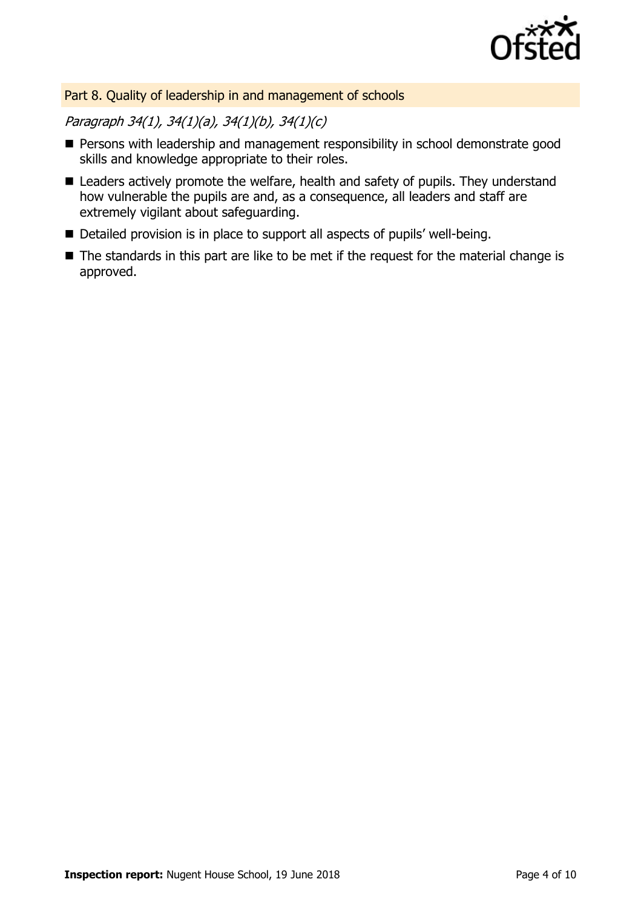## Part 8. Quality of leadership in and management of schools

*Paragraph 34(1), 34(1)(a), 34(1)(b), 34(1)(c)*

- Persons with leadership and management responsibility in school demonstrate good skills and knowledge appropriate to their roles.
- Leaders actively promote the welfare, health and safety of pupils. They understand how vulnerable the pupils are and, as a consequence, all leaders and staff are extremely vigilant about safeguarding.
- Detailed provision is in place to support all aspects of pupils' well-being.
- The standards in this part are like to be met if the request for the material change is approved.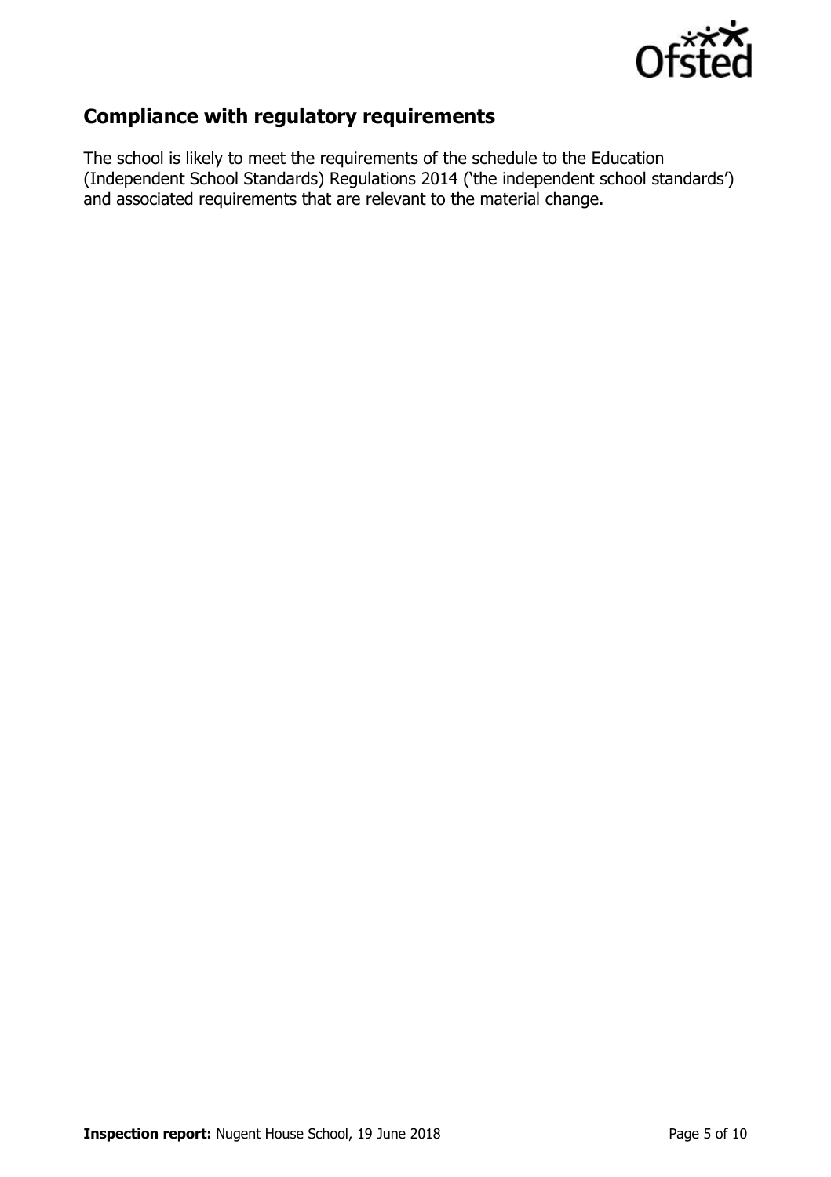## Compliance with regulatory requirements

The school is likely to meet the requirements of the schedule to the Education (Independent School Standards) Regulations 2014 ('the independent school standards') and associated requirements that are relevant to the material change.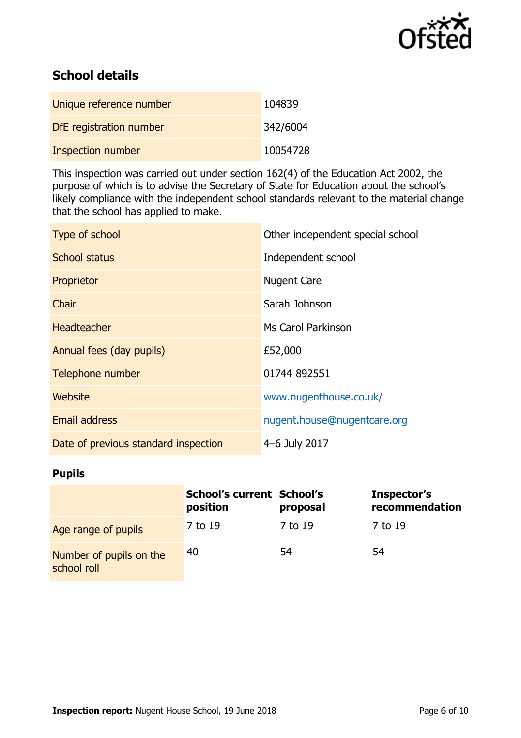## School details

| | |
|---|---|
| Unique reference number | 104839 |
| DfE registration number | 342/6004 |
| Inspection number | 10054728 |

This inspection was carried out under section 162(4) of the Education Act 2002, the purpose of which is to advise the Secretary of State for Education about the school's likely compliance with the independent school standards relevant to the material change that the school has applied to make.

| | |
|---|---|
| Type of school | Other independent special school |
| School status | Independent school |
| Proprietor | Nugent Care |
| Chair | Sarah Johnson |
| Headteacher | Ms Carol Parkinson |
| Annual fees (day pupils) | £52,000 |
| Telephone number | 01744 892551 |
| Website | www.nugenthouse.co.uk/ |
| Email address | nugent.house@nugentcare.org |
| Date of previous standard inspection | 4–6 July 2017 |

### Pupils

| | School's current position | School's proposal | Inspector's recommendation |
|---|---|---|---|
| Age range of pupils | 7 to 19 | 7 to 19 | 7 to 19 |
| Number of pupils on the school roll | 40 | 54 | 54 |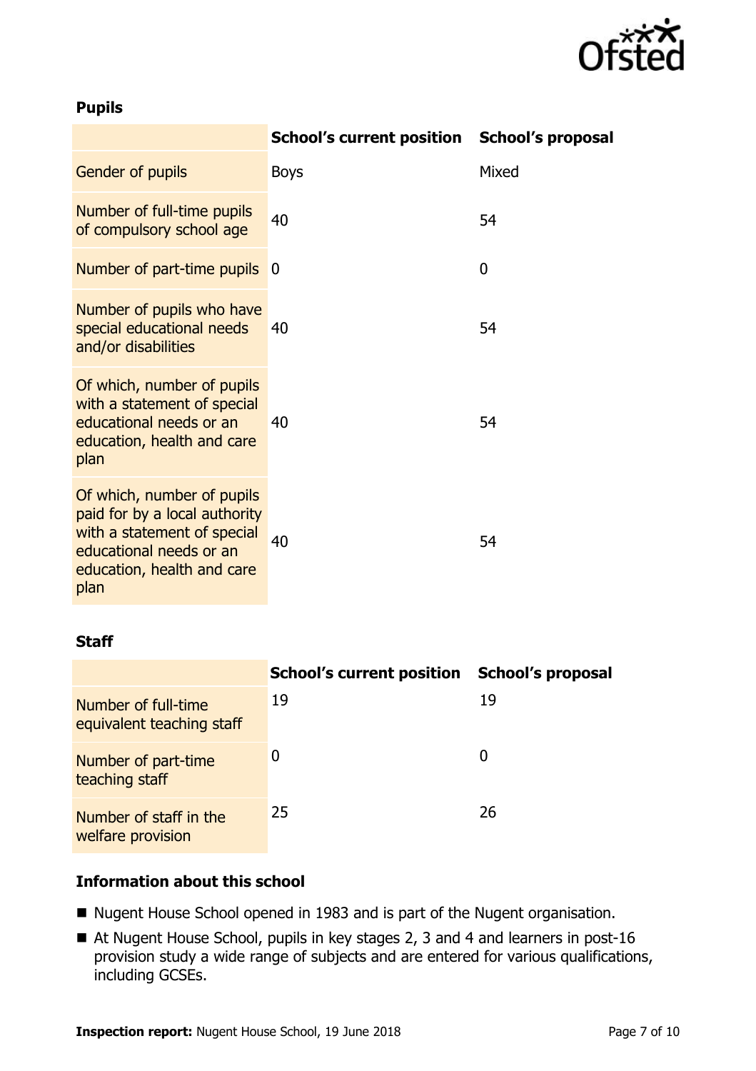### Pupils

| | School's current position | School's proposal |
|---|---|---|
| Gender of pupils | Boys | Mixed |
| Number of full-time pupils of compulsory school age | 40 | 54 |
| Number of part-time pupils | 0 | 0 |
| Number of pupils who have special educational needs and/or disabilities | 40 | 54 |
| Of which, number of pupils with a statement of special educational needs or an education, health and care plan | 40 | 54 |
| Of which, number of pupils paid for by a local authority with a statement of special educational needs or an education, health and care plan | 40 | 54 |

### Staff

| | School's current position | School's proposal |
|---|---|---|
| Number of full-time equivalent teaching staff | 19 | 19 |
| Number of part-time teaching staff | 0 | 0 |
| Number of staff in the welfare provision | 25 | 26 |

### Information about this school

- Nugent House School opened in 1983 and is part of the Nugent organisation.
- At Nugent House School, pupils in key stages 2, 3 and 4 and learners in post-16 provision study a wide range of subjects and are entered for various qualifications, including GCSEs.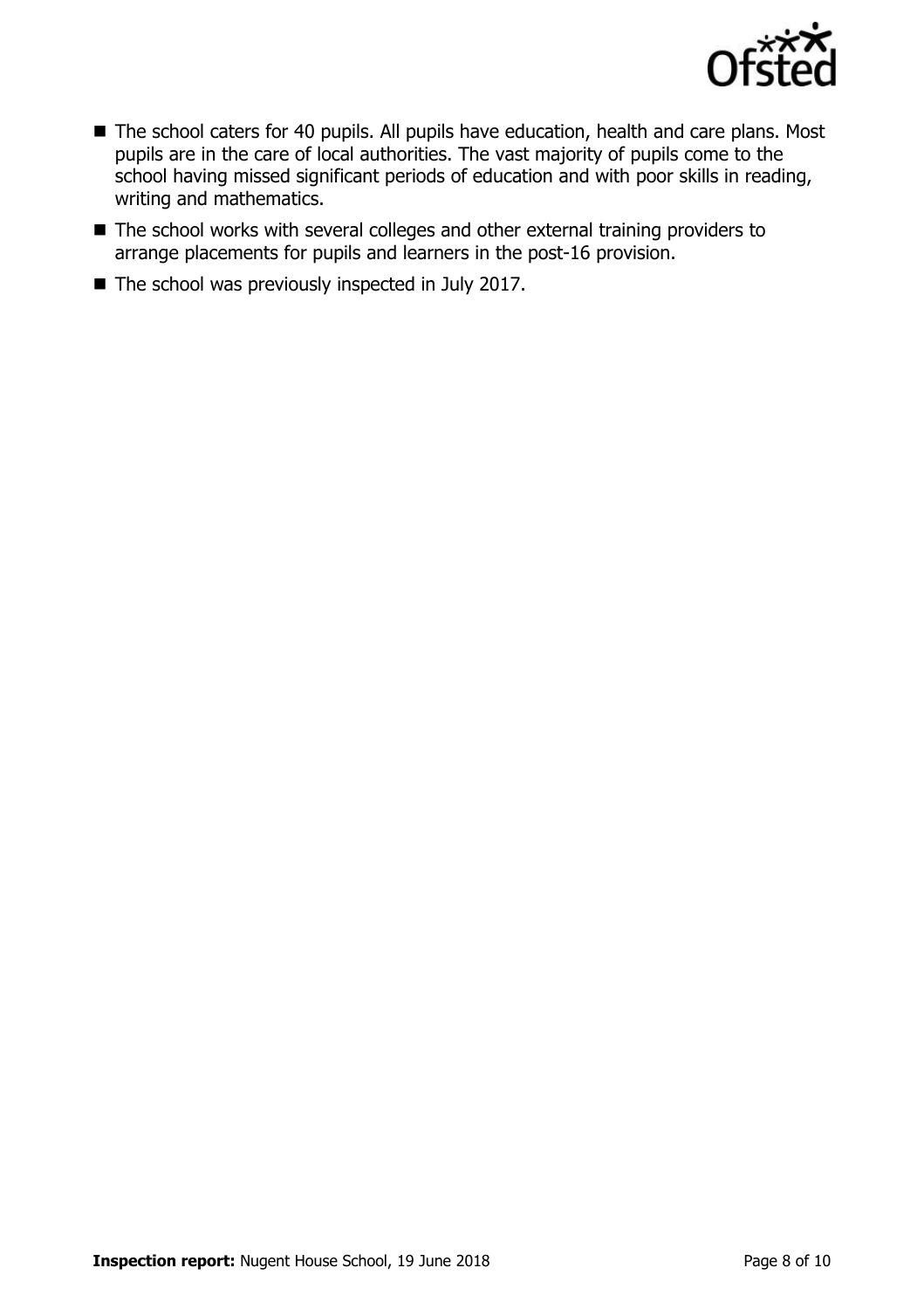- The school caters for 40 pupils. All pupils have education, health and care plans. Most pupils are in the care of local authorities. The vast majority of pupils come to the school having missed significant periods of education and with poor skills in reading, writing and mathematics.
- The school works with several colleges and other external training providers to arrange placements for pupils and learners in the post-16 provision.
- The school was previously inspected in July 2017.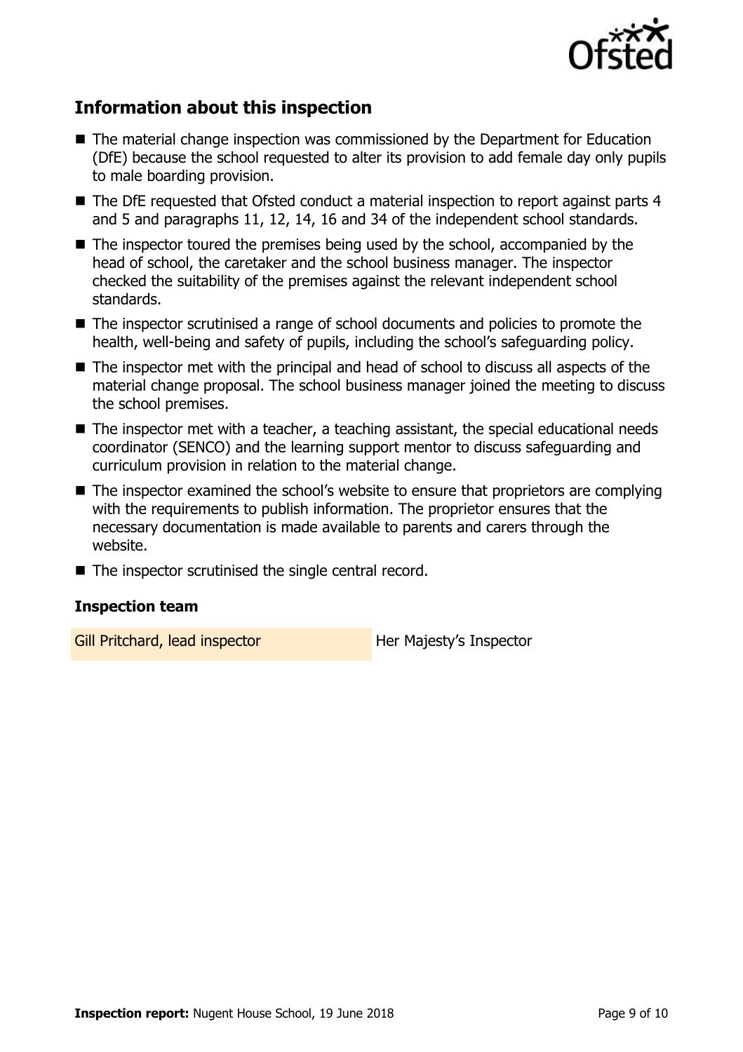## Information about this inspection

- The material change inspection was commissioned by the Department for Education (DfE) because the school requested to alter its provision to add female day only pupils to male boarding provision.
- The DfE requested that Ofsted conduct a material inspection to report against parts 4 and 5 and paragraphs 11, 12, 14, 16 and 34 of the independent school standards.
- The inspector toured the premises being used by the school, accompanied by the head of school, the caretaker and the school business manager. The inspector checked the suitability of the premises against the relevant independent school standards.
- The inspector scrutinised a range of school documents and policies to promote the health, well-being and safety of pupils, including the school's safeguarding policy.
- The inspector met with the principal and head of school to discuss all aspects of the material change proposal. The school business manager joined the meeting to discuss the school premises.
- The inspector met with a teacher, a teaching assistant, the special educational needs coordinator (SENCO) and the learning support mentor to discuss safeguarding and curriculum provision in relation to the material change.
- The inspector examined the school's website to ensure that proprietors are complying with the requirements to publish information. The proprietor ensures that the necessary documentation is made available to parents and carers through the website.
- The inspector scrutinised the single central record.

### Inspection team

| | |
|---|---|
| Gill Pritchard, lead inspector | Her Majesty's Inspector |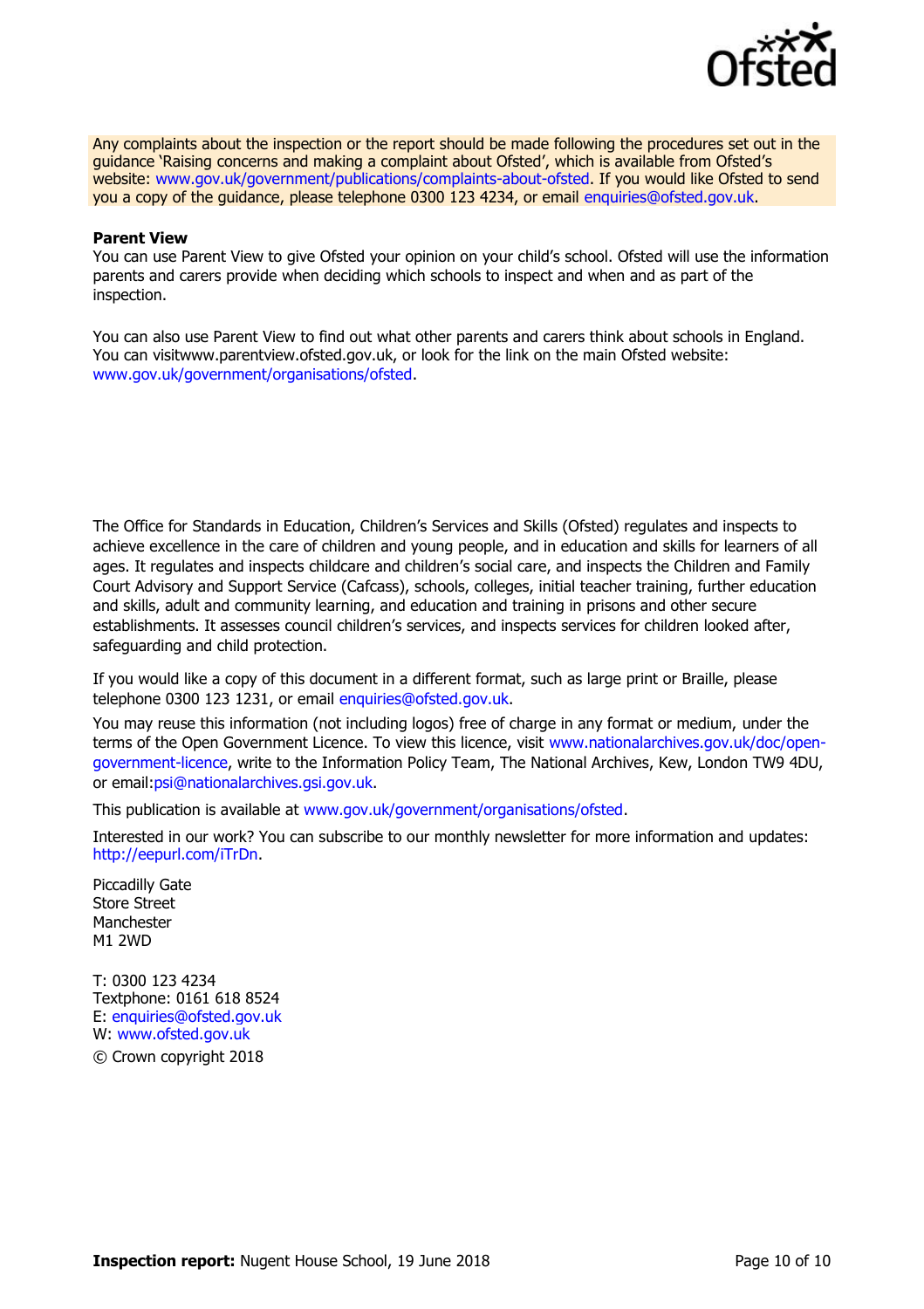Any complaints about the inspection or the report should be made following the procedures set out in the guidance 'Raising concerns and making a complaint about Ofsted', which is available from Ofsted's website: www.gov.uk/government/publications/complaints-about-ofsted. If you would like Ofsted to send you a copy of the guidance, please telephone 0300 123 4234, or email enquiries@ofsted.gov.uk.

**Parent View**

You can use Parent View to give Ofsted your opinion on your child's school. Ofsted will use the information parents and carers provide when deciding which schools to inspect and when and as part of the inspection.

You can also use Parent View to find out what other parents and carers think about schools in England. You can visitwww.parentview.ofsted.gov.uk, or look for the link on the main Ofsted website: www.gov.uk/government/organisations/ofsted.

The Office for Standards in Education, Children's Services and Skills (Ofsted) regulates and inspects to achieve excellence in the care of children and young people, and in education and skills for learners of all ages. It regulates and inspects childcare and children's social care, and inspects the Children and Family Court Advisory and Support Service (Cafcass), schools, colleges, initial teacher training, further education and skills, adult and community learning, and education and training in prisons and other secure establishments. It assesses council children's services, and inspects services for children looked after, safeguarding and child protection.

If you would like a copy of this document in a different format, such as large print or Braille, please telephone 0300 123 1231, or email enquiries@ofsted.gov.uk.

You may reuse this information (not including logos) free of charge in any format or medium, under the terms of the Open Government Licence. To view this licence, visit www.nationalarchives.gov.uk/doc/open-government-licence, write to the Information Policy Team, The National Archives, Kew, London TW9 4DU, or email:psi@nationalarchives.gsi.gov.uk.

This publication is available at www.gov.uk/government/organisations/ofsted.

Interested in our work? You can subscribe to our monthly newsletter for more information and updates: http://eepurl.com/iTrDn.

Piccadilly Gate
Store Street
Manchester
M1 2WD

T: 0300 123 4234
Textphone: 0161 618 8524
E: enquiries@ofsted.gov.uk
W: www.ofsted.gov.uk

© Crown copyright 2018